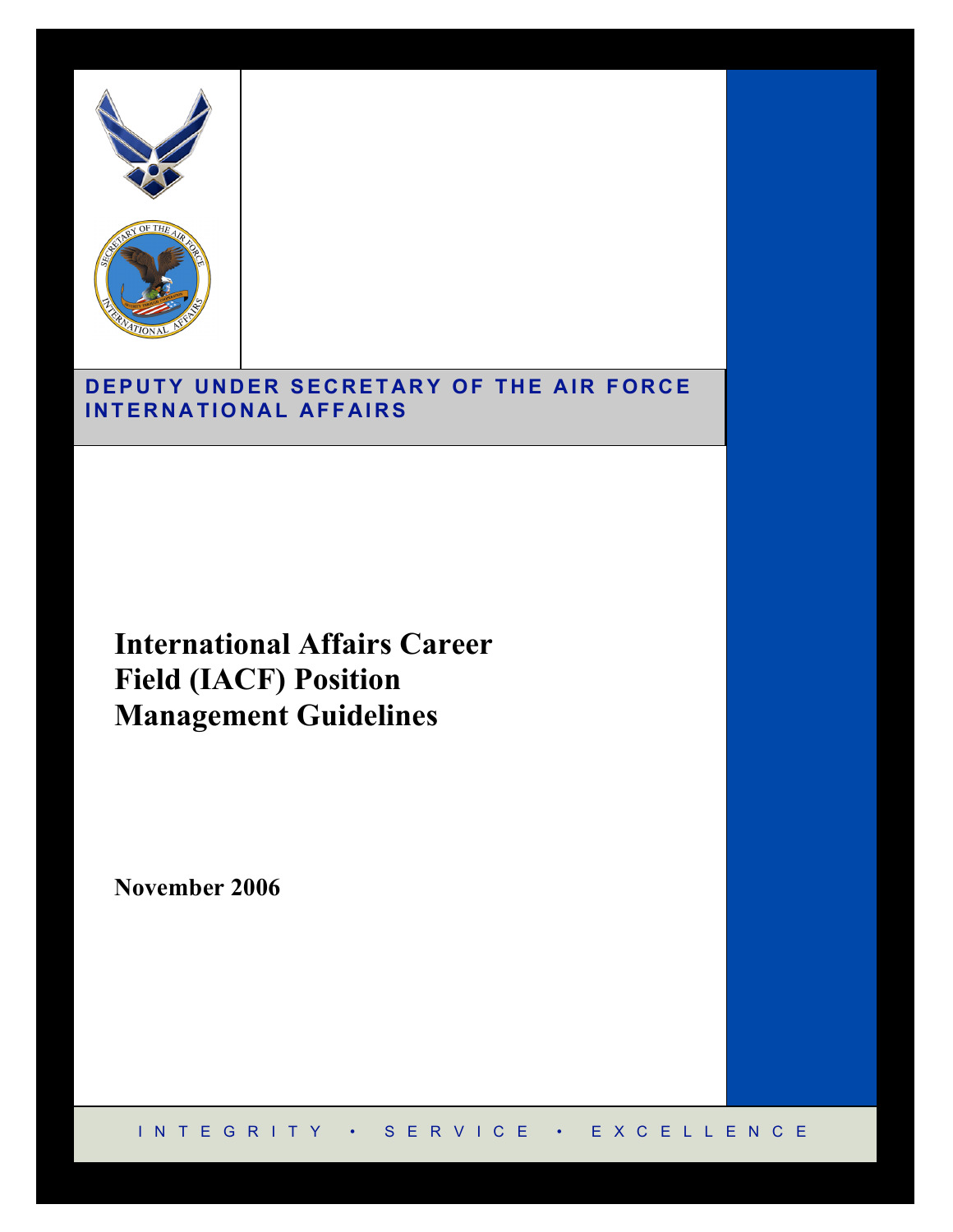**DEPUTY UNDER SECRETARY OF THE AIR FORCE INTERNATIONAL AFFAIRS**

# International Affairs Career Field (IACF) Position Management Guidelines

**November 2006**

INTEGRITY • SERVICE • EXCELLENCE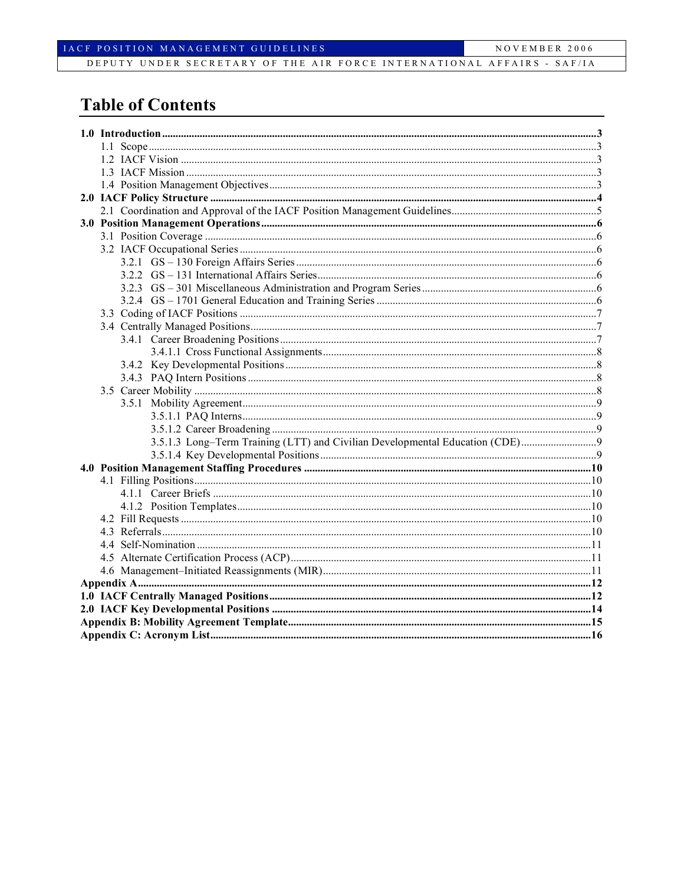# Table of Contents

**1.0 Introduction** ..... **3**
- 1.1 Scope ..... 3
- 1.2 IACF Vision ..... 3
- 1.3 IACF Mission ..... 3
- 1.4 Position Management Objectives ..... 3

**2.0 IACF Policy Structure** ..... **4**
- 2.1 Coordination and Approval of the IACF Position Management Guidelines ..... 5

**3.0 Position Management Operations** ..... **6**
- 3.1 Position Coverage ..... 6
- 3.2 IACF Occupational Series ..... 6
  - 3.2.1 GS – 130 Foreign Affairs Series ..... 6
  - 3.2.2 GS – 131 International Affairs Series ..... 6
  - 3.2.3 GS – 301 Miscellaneous Administration and Program Series ..... 6
  - 3.2.4 GS – 1701 General Education and Training Series ..... 6
- 3.3 Coding of IACF Positions ..... 7
- 3.4 Centrally Managed Positions ..... 7
  - 3.4.1 Career Broadening Positions ..... 7
    - 3.4.1.1 Cross Functional Assignments ..... 8
  - 3.4.2 Key Developmental Positions ..... 8
  - 3.4.3 PAQ Intern Positions ..... 8
- 3.5 Career Mobility ..... 8
  - 3.5.1 Mobility Agreement ..... 9
    - 3.5.1.1 PAQ Interns ..... 9
    - 3.5.1.2 Career Broadening ..... 9
    - 3.5.1.3 Long–Term Training (LTT) and Civilian Developmental Education (CDE) ..... 9
    - 3.5.1.4 Key Developmental Positions ..... 9

**4.0 Position Management Staffing Procedures** ..... **10**
- 4.1 Filling Positions ..... 10
  - 4.1.1 Career Briefs ..... 10
  - 4.1.2 Position Templates ..... 10
- 4.2 Fill Requests ..... 10
- 4.3 Referrals ..... 10
- 4.4 Self-Nomination ..... 11
- 4.5 Alternate Certification Process (ACP) ..... 11
- 4.6 Management–Initiated Reassignments (MIR) ..... 11

**Appendix A** ..... **12**

**1.0 IACF Centrally Managed Positions** ..... **12**

**2.0 IACF Key Developmental Positions** ..... **14**

**Appendix B: Mobility Agreement Template** ..... **15**

**Appendix C: Acronym List** ..... **16**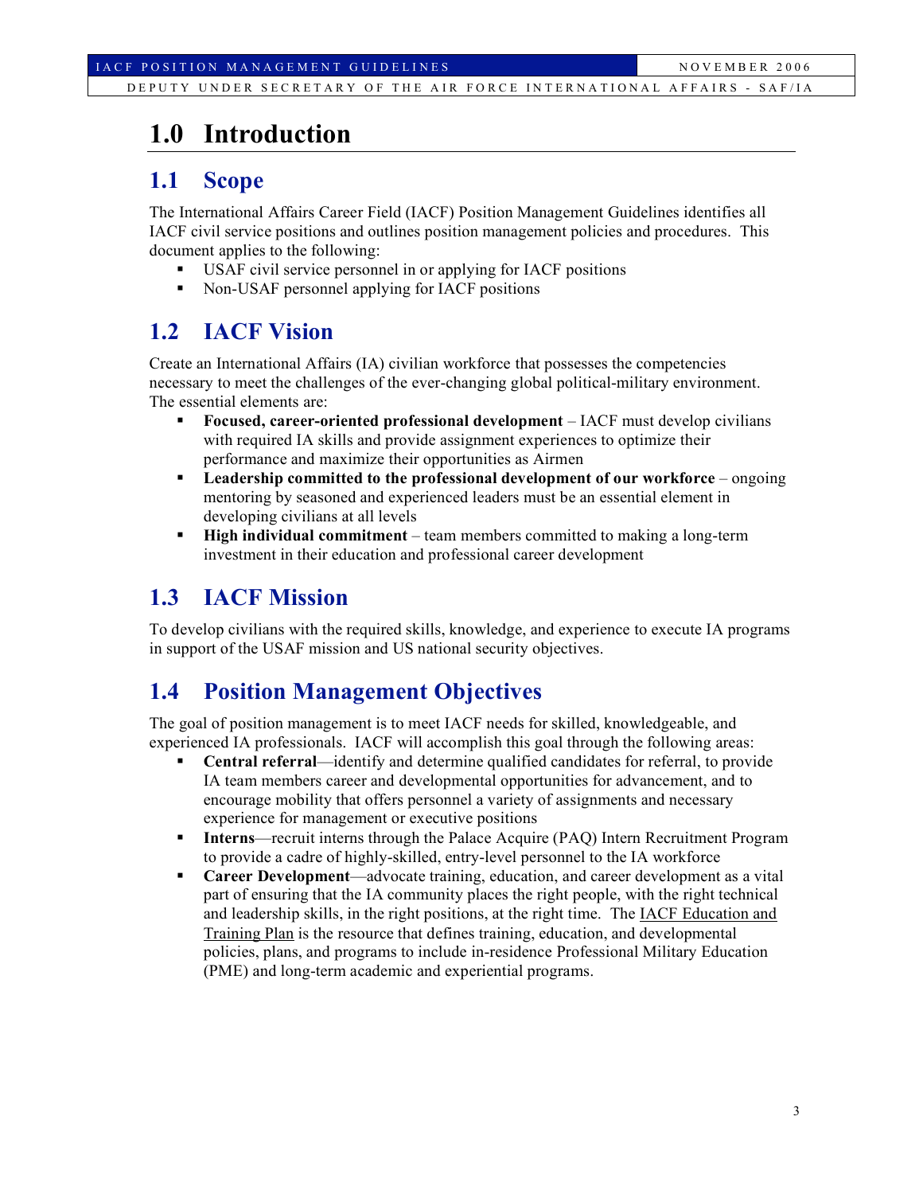# 1.0 Introduction

## 1.1 Scope

The International Affairs Career Field (IACF) Position Management Guidelines identifies all IACF civil service positions and outlines position management policies and procedures. This document applies to the following:

- USAF civil service personnel in or applying for IACF positions
- Non-USAF personnel applying for IACF positions

## 1.2 IACF Vision

Create an International Affairs (IA) civilian workforce that possesses the competencies necessary to meet the challenges of the ever-changing global political-military environment. The essential elements are:

- **Focused, career-oriented professional development** – IACF must develop civilians with required IA skills and provide assignment experiences to optimize their performance and maximize their opportunities as Airmen
- **Leadership committed to the professional development of our workforce** – ongoing mentoring by seasoned and experienced leaders must be an essential element in developing civilians at all levels
- **High individual commitment** – team members committed to making a long-term investment in their education and professional career development

## 1.3 IACF Mission

To develop civilians with the required skills, knowledge, and experience to execute IA programs in support of the USAF mission and US national security objectives.

## 1.4 Position Management Objectives

The goal of position management is to meet IACF needs for skilled, knowledgeable, and experienced IA professionals. IACF will accomplish this goal through the following areas:

- **Central referral**—identify and determine qualified candidates for referral, to provide IA team members career and developmental opportunities for advancement, and to encourage mobility that offers personnel a variety of assignments and necessary experience for management or executive positions
- **Interns**—recruit interns through the Palace Acquire (PAQ) Intern Recruitment Program to provide a cadre of highly-skilled, entry-level personnel to the IA workforce
- **Career Development**—advocate training, education, and career development as a vital part of ensuring that the IA community places the right people, with the right technical and leadership skills, in the right positions, at the right time. The IACF Education and Training Plan is the resource that defines training, education, and developmental policies, plans, and programs to include in-residence Professional Military Education (PME) and long-term academic and experiential programs.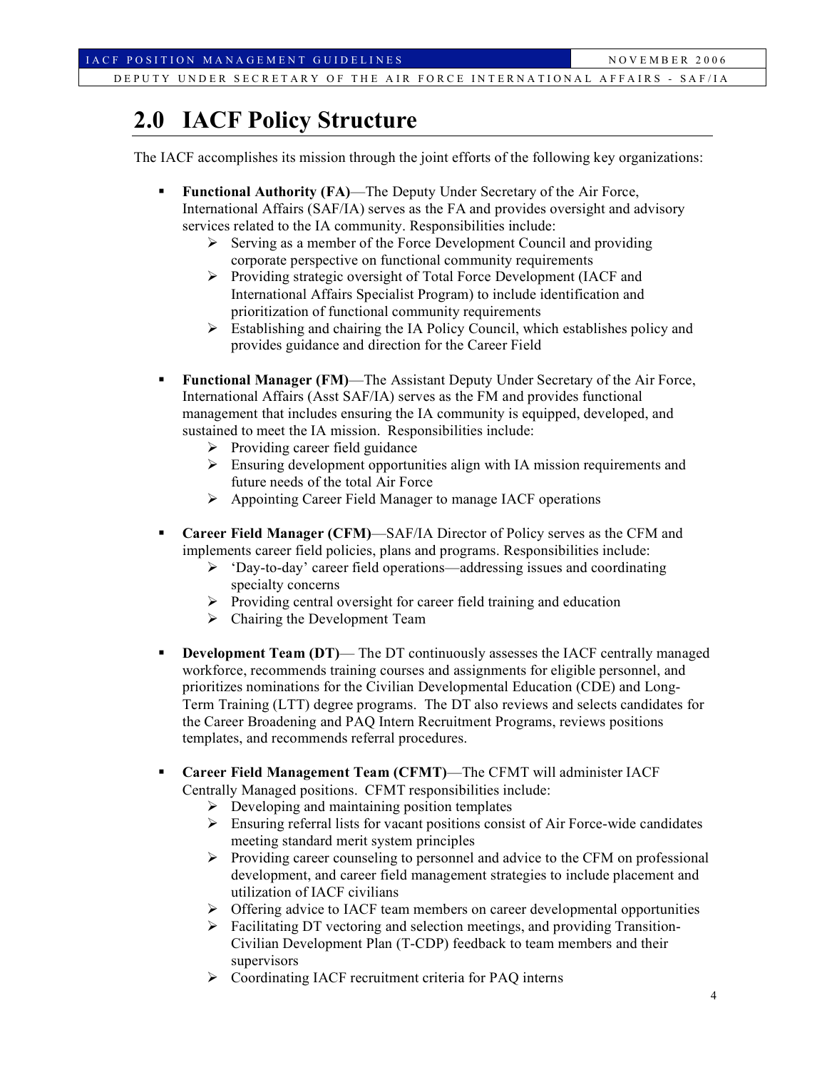## 2.0 IACF Policy Structure

The IACF accomplishes its mission through the joint efforts of the following key organizations:

- **Functional Authority (FA)**—The Deputy Under Secretary of the Air Force, International Affairs (SAF/IA) serves as the FA and provides oversight and advisory services related to the IA community. Responsibilities include:
  - Serving as a member of the Force Development Council and providing corporate perspective on functional community requirements
  - Providing strategic oversight of Total Force Development (IACF and International Affairs Specialist Program) to include identification and prioritization of functional community requirements
  - Establishing and chairing the IA Policy Council, which establishes policy and provides guidance and direction for the Career Field

- **Functional Manager (FM)**—The Assistant Deputy Under Secretary of the Air Force, International Affairs (Asst SAF/IA) serves as the FM and provides functional management that includes ensuring the IA community is equipped, developed, and sustained to meet the IA mission. Responsibilities include:
  - Providing career field guidance
  - Ensuring development opportunities align with IA mission requirements and future needs of the total Air Force
  - Appointing Career Field Manager to manage IACF operations

- **Career Field Manager (CFM)**—SAF/IA Director of Policy serves as the CFM and implements career field policies, plans and programs. Responsibilities include:
  - 'Day-to-day' career field operations—addressing issues and coordinating specialty concerns
  - Providing central oversight for career field training and education
  - Chairing the Development Team

- **Development Team (DT)**— The DT continuously assesses the IACF centrally managed workforce, recommends training courses and assignments for eligible personnel, and prioritizes nominations for the Civilian Developmental Education (CDE) and Long-Term Training (LTT) degree programs. The DT also reviews and selects candidates for the Career Broadening and PAQ Intern Recruitment Programs, reviews positions templates, and recommends referral procedures.

- **Career Field Management Team (CFMT)**—The CFMT will administer IACF Centrally Managed positions. CFMT responsibilities include:
  - Developing and maintaining position templates
  - Ensuring referral lists for vacant positions consist of Air Force-wide candidates meeting standard merit system principles
  - Providing career counseling to personnel and advice to the CFM on professional development, and career field management strategies to include placement and utilization of IACF civilians
  - Offering advice to IACF team members on career developmental opportunities
  - Facilitating DT vectoring and selection meetings, and providing Transition-Civilian Development Plan (T-CDP) feedback to team members and their supervisors
  - Coordinating IACF recruitment criteria for PAQ interns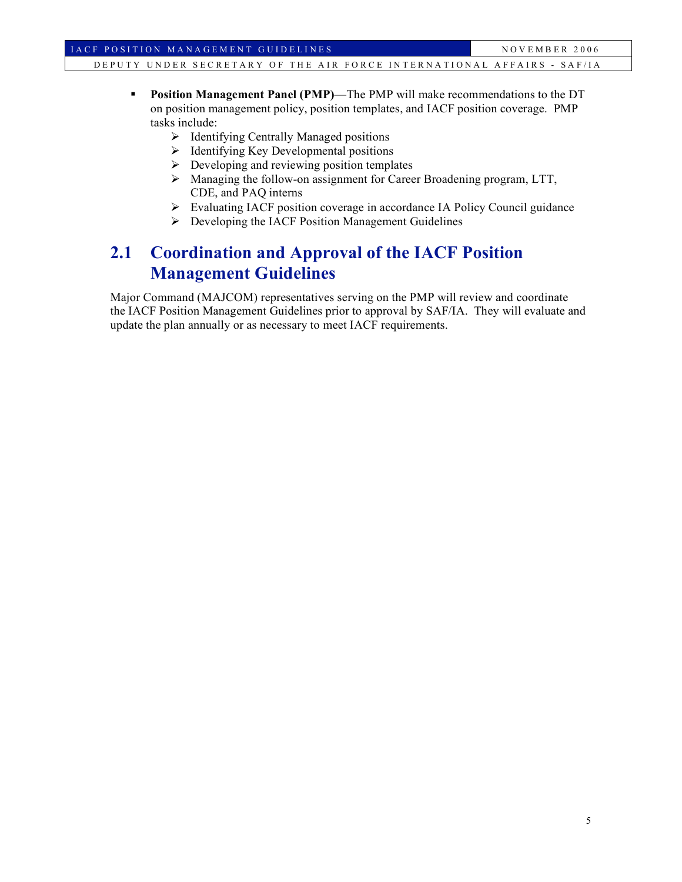- **Position Management Panel (PMP)**—The PMP will make recommendations to the DT on position management policy, position templates, and IACF position coverage. PMP tasks include:
  - Identifying Centrally Managed positions
  - Identifying Key Developmental positions
  - Developing and reviewing position templates
  - Managing the follow-on assignment for Career Broadening program, LTT, CDE, and PAQ interns
  - Evaluating IACF position coverage in accordance IA Policy Council guidance
  - Developing the IACF Position Management Guidelines

## 2.1 Coordination and Approval of the IACF Position Management Guidelines

Major Command (MAJCOM) representatives serving on the PMP will review and coordinate the IACF Position Management Guidelines prior to approval by SAF/IA. They will evaluate and update the plan annually or as necessary to meet IACF requirements.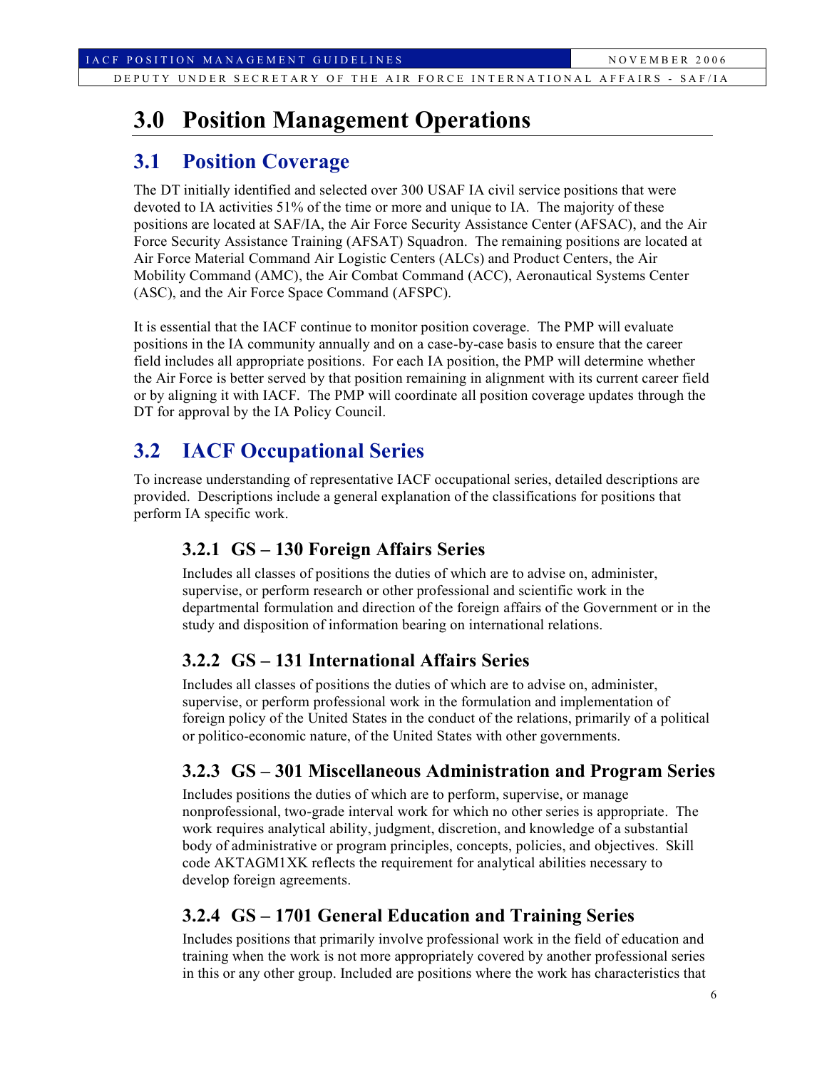# 3.0 Position Management Operations

## 3.1 Position Coverage

The DT initially identified and selected over 300 USAF IA civil service positions that were devoted to IA activities 51% of the time or more and unique to IA. The majority of these positions are located at SAF/IA, the Air Force Security Assistance Center (AFSAC), and the Air Force Security Assistance Training (AFSAT) Squadron. The remaining positions are located at Air Force Material Command Air Logistic Centers (ALCs) and Product Centers, the Air Mobility Command (AMC), the Air Combat Command (ACC), Aeronautical Systems Center (ASC), and the Air Force Space Command (AFSPC).

It is essential that the IACF continue to monitor position coverage. The PMP will evaluate positions in the IA community annually and on a case-by-case basis to ensure that the career field includes all appropriate positions. For each IA position, the PMP will determine whether the Air Force is better served by that position remaining in alignment with its current career field or by aligning it with IACF. The PMP will coordinate all position coverage updates through the DT for approval by the IA Policy Council.

## 3.2 IACF Occupational Series

To increase understanding of representative IACF occupational series, detailed descriptions are provided. Descriptions include a general explanation of the classifications for positions that perform IA specific work.

### 3.2.1 GS – 130 Foreign Affairs Series

Includes all classes of positions the duties of which are to advise on, administer, supervise, or perform research or other professional and scientific work in the departmental formulation and direction of the foreign affairs of the Government or in the study and disposition of information bearing on international relations.

### 3.2.2 GS – 131 International Affairs Series

Includes all classes of positions the duties of which are to advise on, administer, supervise, or perform professional work in the formulation and implementation of foreign policy of the United States in the conduct of the relations, primarily of a political or politico-economic nature, of the United States with other governments.

### 3.2.3 GS – 301 Miscellaneous Administration and Program Series

Includes positions the duties of which are to perform, supervise, or manage nonprofessional, two-grade interval work for which no other series is appropriate. The work requires analytical ability, judgment, discretion, and knowledge of a substantial body of administrative or program principles, concepts, policies, and objectives. Skill code AKTAGM1XK reflects the requirement for analytical abilities necessary to develop foreign agreements.

### 3.2.4 GS – 1701 General Education and Training Series

Includes positions that primarily involve professional work in the field of education and training when the work is not more appropriately covered by another professional series in this or any other group. Included are positions where the work has characteristics that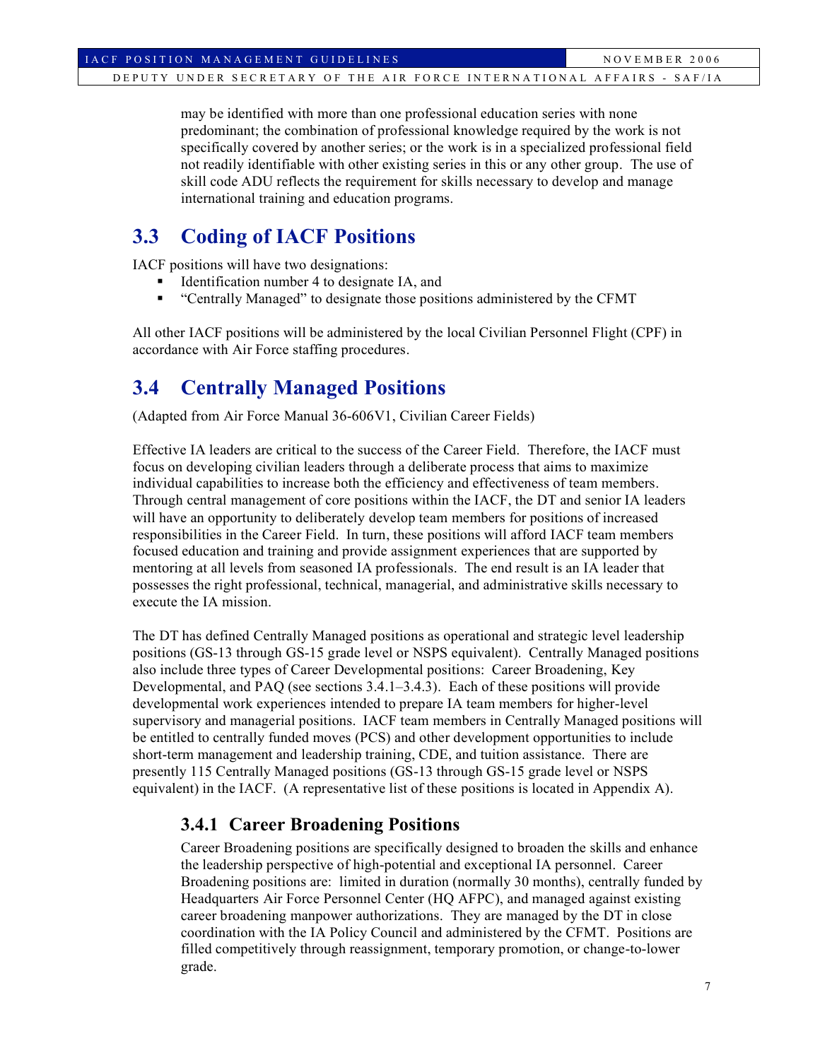may be identified with more than one professional education series with none predominant; the combination of professional knowledge required by the work is not specifically covered by another series; or the work is in a specialized professional field not readily identifiable with other existing series in this or any other group. The use of skill code ADU reflects the requirement for skills necessary to develop and manage international training and education programs.

## 3.3 Coding of IACF Positions

IACF positions will have two designations:

- Identification number 4 to designate IA, and
- "Centrally Managed" to designate those positions administered by the CFMT

All other IACF positions will be administered by the local Civilian Personnel Flight (CPF) in accordance with Air Force staffing procedures.

## 3.4 Centrally Managed Positions

(Adapted from Air Force Manual 36-606V1, Civilian Career Fields)

Effective IA leaders are critical to the success of the Career Field. Therefore, the IACF must focus on developing civilian leaders through a deliberate process that aims to maximize individual capabilities to increase both the efficiency and effectiveness of team members. Through central management of core positions within the IACF, the DT and senior IA leaders will have an opportunity to deliberately develop team members for positions of increased responsibilities in the Career Field. In turn, these positions will afford IACF team members focused education and training and provide assignment experiences that are supported by mentoring at all levels from seasoned IA professionals. The end result is an IA leader that possesses the right professional, technical, managerial, and administrative skills necessary to execute the IA mission.

The DT has defined Centrally Managed positions as operational and strategic level leadership positions (GS-13 through GS-15 grade level or NSPS equivalent). Centrally Managed positions also include three types of Career Developmental positions: Career Broadening, Key Developmental, and PAQ (see sections 3.4.1–3.4.3). Each of these positions will provide developmental work experiences intended to prepare IA team members for higher-level supervisory and managerial positions. IACF team members in Centrally Managed positions will be entitled to centrally funded moves (PCS) and other development opportunities to include short-term management and leadership training, CDE, and tuition assistance. There are presently 115 Centrally Managed positions (GS-13 through GS-15 grade level or NSPS equivalent) in the IACF. (A representative list of these positions is located in Appendix A).

### 3.4.1 Career Broadening Positions

Career Broadening positions are specifically designed to broaden the skills and enhance the leadership perspective of high-potential and exceptional IA personnel. Career Broadening positions are: limited in duration (normally 30 months), centrally funded by Headquarters Air Force Personnel Center (HQ AFPC), and managed against existing career broadening manpower authorizations. They are managed by the DT in close coordination with the IA Policy Council and administered by the CFMT. Positions are filled competitively through reassignment, temporary promotion, or change-to-lower grade.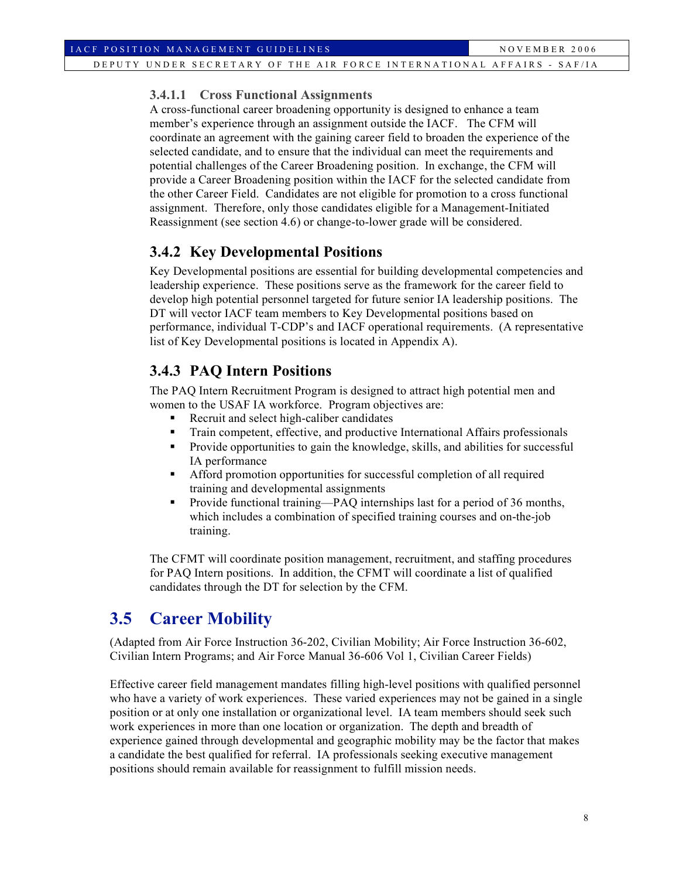#### 3.4.1.1 Cross Functional Assignments

A cross-functional career broadening opportunity is designed to enhance a team member's experience through an assignment outside the IACF. The CFM will coordinate an agreement with the gaining career field to broaden the experience of the selected candidate, and to ensure that the individual can meet the requirements and potential challenges of the Career Broadening position. In exchange, the CFM will provide a Career Broadening position within the IACF for the selected candidate from the other Career Field. Candidates are not eligible for promotion to a cross functional assignment. Therefore, only those candidates eligible for a Management-Initiated Reassignment (see section 4.6) or change-to-lower grade will be considered.

### 3.4.2 Key Developmental Positions

Key Developmental positions are essential for building developmental competencies and leadership experience. These positions serve as the framework for the career field to develop high potential personnel targeted for future senior IA leadership positions. The DT will vector IACF team members to Key Developmental positions based on performance, individual T-CDP's and IACF operational requirements. (A representative list of Key Developmental positions is located in Appendix A).

### 3.4.3 PAQ Intern Positions

The PAQ Intern Recruitment Program is designed to attract high potential men and women to the USAF IA workforce. Program objectives are:

- Recruit and select high-caliber candidates
- Train competent, effective, and productive International Affairs professionals
- Provide opportunities to gain the knowledge, skills, and abilities for successful IA performance
- Afford promotion opportunities for successful completion of all required training and developmental assignments
- Provide functional training—PAQ internships last for a period of 36 months, which includes a combination of specified training courses and on-the-job training.

The CFMT will coordinate position management, recruitment, and staffing procedures for PAQ Intern positions. In addition, the CFMT will coordinate a list of qualified candidates through the DT for selection by the CFM.

## 3.5 Career Mobility

(Adapted from Air Force Instruction 36-202, Civilian Mobility; Air Force Instruction 36-602, Civilian Intern Programs; and Air Force Manual 36-606 Vol 1, Civilian Career Fields)

Effective career field management mandates filling high-level positions with qualified personnel who have a variety of work experiences. These varied experiences may not be gained in a single position or at only one installation or organizational level. IA team members should seek such work experiences in more than one location or organization. The depth and breadth of experience gained through developmental and geographic mobility may be the factor that makes a candidate the best qualified for referral. IA professionals seeking executive management positions should remain available for reassignment to fulfill mission needs.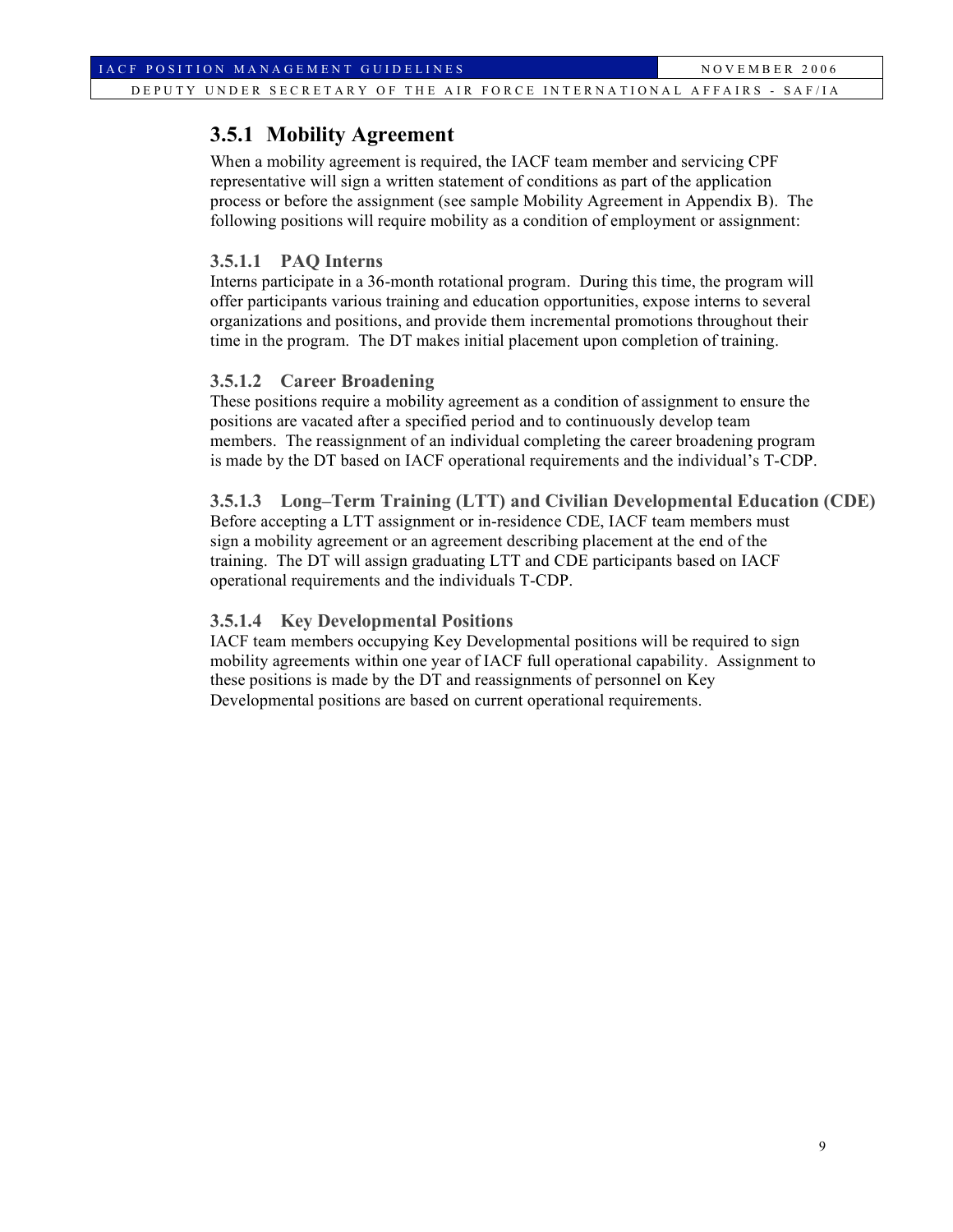### 3.5.1 Mobility Agreement

When a mobility agreement is required, the IACF team member and servicing CPF representative will sign a written statement of conditions as part of the application process or before the assignment (see sample Mobility Agreement in Appendix B). The following positions will require mobility as a condition of employment or assignment:

#### 3.5.1.1 PAQ Interns

Interns participate in a 36-month rotational program. During this time, the program will offer participants various training and education opportunities, expose interns to several organizations and positions, and provide them incremental promotions throughout their time in the program. The DT makes initial placement upon completion of training.

#### 3.5.1.2 Career Broadening

These positions require a mobility agreement as a condition of assignment to ensure the positions are vacated after a specified period and to continuously develop team members. The reassignment of an individual completing the career broadening program is made by the DT based on IACF operational requirements and the individual's T-CDP.

#### 3.5.1.3 Long–Term Training (LTT) and Civilian Developmental Education (CDE)

Before accepting a LTT assignment or in-residence CDE, IACF team members must sign a mobility agreement or an agreement describing placement at the end of the training. The DT will assign graduating LTT and CDE participants based on IACF operational requirements and the individuals T-CDP.

#### 3.5.1.4 Key Developmental Positions

IACF team members occupying Key Developmental positions will be required to sign mobility agreements within one year of IACF full operational capability. Assignment to these positions is made by the DT and reassignments of personnel on Key Developmental positions are based on current operational requirements.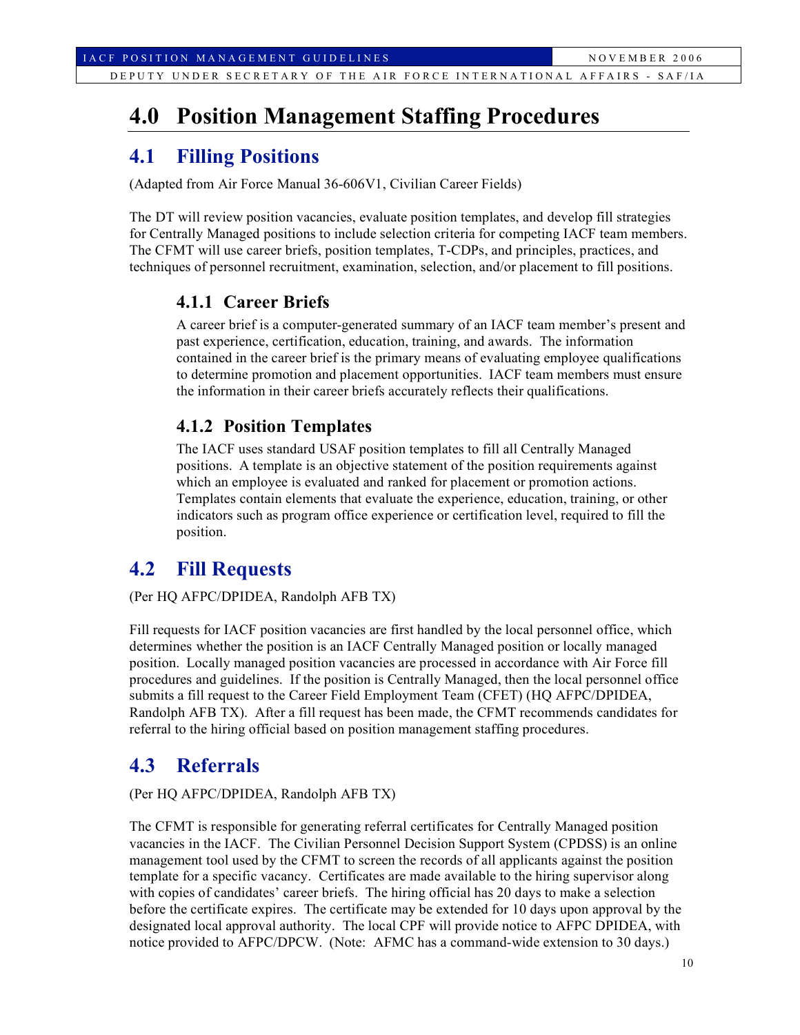# 4.0 Position Management Staffing Procedures

## 4.1 Filling Positions

(Adapted from Air Force Manual 36-606V1, Civilian Career Fields)

The DT will review position vacancies, evaluate position templates, and develop fill strategies for Centrally Managed positions to include selection criteria for competing IACF team members. The CFMT will use career briefs, position templates, T-CDPs, and principles, practices, and techniques of personnel recruitment, examination, selection, and/or placement to fill positions.

### 4.1.1 Career Briefs

A career brief is a computer-generated summary of an IACF team member's present and past experience, certification, education, training, and awards. The information contained in the career brief is the primary means of evaluating employee qualifications to determine promotion and placement opportunities. IACF team members must ensure the information in their career briefs accurately reflects their qualifications.

### 4.1.2 Position Templates

The IACF uses standard USAF position templates to fill all Centrally Managed positions. A template is an objective statement of the position requirements against which an employee is evaluated and ranked for placement or promotion actions. Templates contain elements that evaluate the experience, education, training, or other indicators such as program office experience or certification level, required to fill the position.

## 4.2 Fill Requests

(Per HQ AFPC/DPIDEA, Randolph AFB TX)

Fill requests for IACF position vacancies are first handled by the local personnel office, which determines whether the position is an IACF Centrally Managed position or locally managed position. Locally managed position vacancies are processed in accordance with Air Force fill procedures and guidelines. If the position is Centrally Managed, then the local personnel office submits a fill request to the Career Field Employment Team (CFET) (HQ AFPC/DPIDEA, Randolph AFB TX). After a fill request has been made, the CFMT recommends candidates for referral to the hiring official based on position management staffing procedures.

## 4.3 Referrals

(Per HQ AFPC/DPIDEA, Randolph AFB TX)

The CFMT is responsible for generating referral certificates for Centrally Managed position vacancies in the IACF. The Civilian Personnel Decision Support System (CPDSS) is an online management tool used by the CFMT to screen the records of all applicants against the position template for a specific vacancy. Certificates are made available to the hiring supervisor along with copies of candidates' career briefs. The hiring official has 20 days to make a selection before the certificate expires. The certificate may be extended for 10 days upon approval by the designated local approval authority. The local CPF will provide notice to AFPC DPIDEA, with notice provided to AFPC/DPCW. (Note: AFMC has a command-wide extension to 30 days.)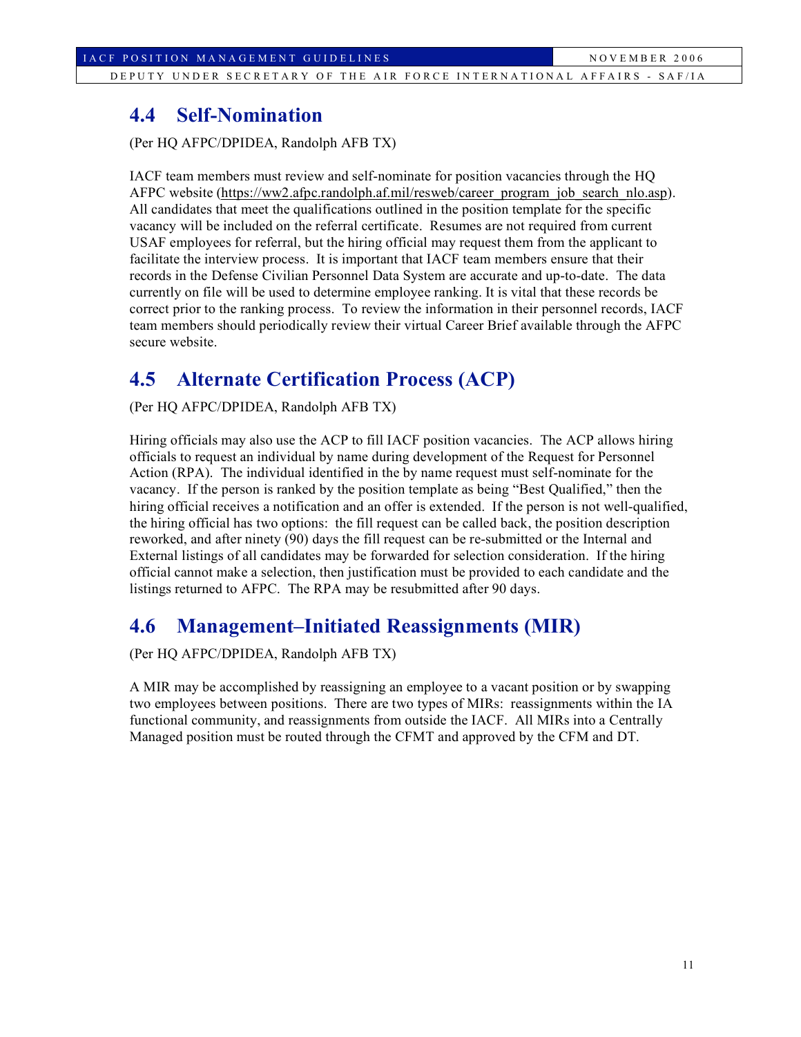## 4.4 Self-Nomination

(Per HQ AFPC/DPIDEA, Randolph AFB TX)

IACF team members must review and self-nominate for position vacancies through the HQ AFPC website (https://ww2.afpc.randolph.af.mil/resweb/career_program_job_search_nlo.asp). All candidates that meet the qualifications outlined in the position template for the specific vacancy will be included on the referral certificate. Resumes are not required from current USAF employees for referral, but the hiring official may request them from the applicant to facilitate the interview process. It is important that IACF team members ensure that their records in the Defense Civilian Personnel Data System are accurate and up-to-date. The data currently on file will be used to determine employee ranking. It is vital that these records be correct prior to the ranking process. To review the information in their personnel records, IACF team members should periodically review their virtual Career Brief available through the AFPC secure website.

## 4.5 Alternate Certification Process (ACP)

(Per HQ AFPC/DPIDEA, Randolph AFB TX)

Hiring officials may also use the ACP to fill IACF position vacancies. The ACP allows hiring officials to request an individual by name during development of the Request for Personnel Action (RPA). The individual identified in the by name request must self-nominate for the vacancy. If the person is ranked by the position template as being "Best Qualified," then the hiring official receives a notification and an offer is extended. If the person is not well-qualified, the hiring official has two options: the fill request can be called back, the position description reworked, and after ninety (90) days the fill request can be re-submitted or the Internal and External listings of all candidates may be forwarded for selection consideration. If the hiring official cannot make a selection, then justification must be provided to each candidate and the listings returned to AFPC. The RPA may be resubmitted after 90 days.

## 4.6 Management–Initiated Reassignments (MIR)

(Per HQ AFPC/DPIDEA, Randolph AFB TX)

A MIR may be accomplished by reassigning an employee to a vacant position or by swapping two employees between positions. There are two types of MIRs: reassignments within the IA functional community, and reassignments from outside the IACF. All MIRs into a Centrally Managed position must be routed through the CFMT and approved by the CFM and DT.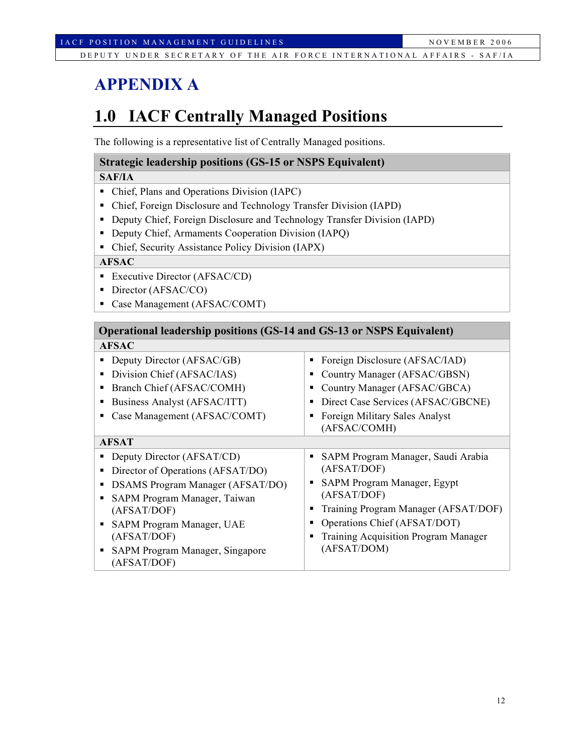# APPENDIX A

## 1.0 IACF Centrally Managed Positions

The following is a representative list of Centrally Managed positions.

### Strategic leadership positions (GS-15 or NSPS Equivalent)

**SAF/IA**

- Chief, Plans and Operations Division (IAPC)
- Chief, Foreign Disclosure and Technology Transfer Division (IAPD)
- Deputy Chief, Foreign Disclosure and Technology Transfer Division (IAPD)
- Deputy Chief, Armaments Cooperation Division (IAPQ)
- Chief, Security Assistance Policy Division (IAPX)

**AFSAC**

- Executive Director (AFSAC/CD)
- Director (AFSAC/CO)
- Case Management (AFSAC/COMT)

### Operational leadership positions (GS-14 and GS-13 or NSPS Equivalent)

**AFSAC**

- Deputy Director (AFSAC/GB)
- Division Chief (AFSAC/IAS)
- Branch Chief (AFSAC/COMH)
- Business Analyst (AFSAC/ITT)
- Case Management (AFSAC/COMT)
- Foreign Disclosure (AFSAC/IAD)
- Country Manager (AFSAC/GBSN)
- Country Manager (AFSAC/GBCA)
- Direct Case Services (AFSAC/GBCNE)
- Foreign Military Sales Analyst (AFSAC/COMH)

**AFSAT**

- Deputy Director (AFSAT/CD)
- Director of Operations (AFSAT/DO)
- DSAMS Program Manager (AFSAT/DO)
- SAPM Program Manager, Taiwan (AFSAT/DOF)
- SAPM Program Manager, UAE (AFSAT/DOF)
- SAPM Program Manager, Singapore (AFSAT/DOF)
- SAPM Program Manager, Saudi Arabia (AFSAT/DOF)
- SAPM Program Manager, Egypt (AFSAT/DOF)
- Training Program Manager (AFSAT/DOF)
- Operations Chief (AFSAT/DOT)
- Training Acquisition Program Manager (AFSAT/DOM)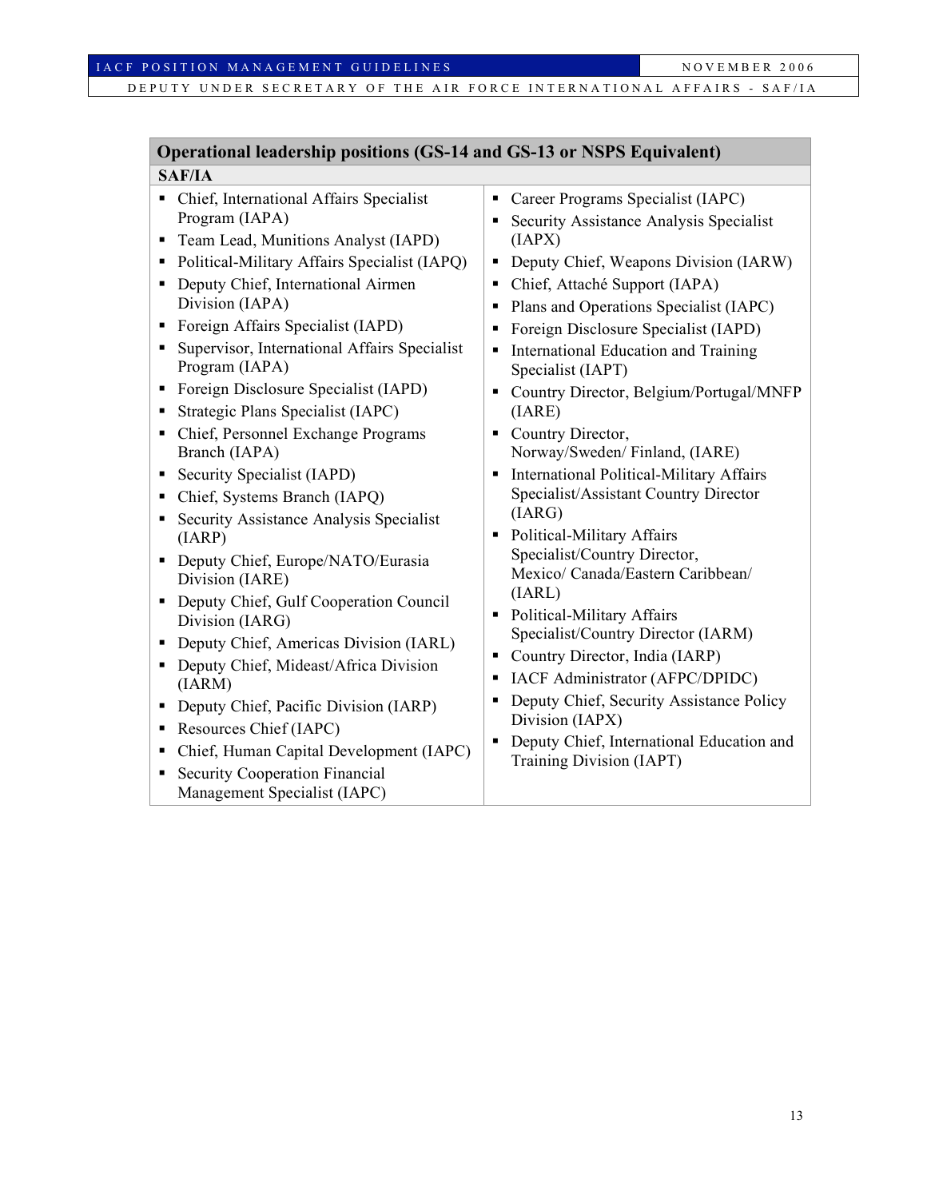## Operational leadership positions (GS-14 and GS-13 or NSPS Equivalent)

### SAF/IA

- Chief, International Affairs Specialist Program (IAPA)
- Team Lead, Munitions Analyst (IAPD)
- Political-Military Affairs Specialist (IAPQ)
- Deputy Chief, International Airmen Division (IAPA)
- Foreign Affairs Specialist (IAPD)
- Supervisor, International Affairs Specialist Program (IAPA)
- Foreign Disclosure Specialist (IAPD)
- Strategic Plans Specialist (IAPC)
- Chief, Personnel Exchange Programs Branch (IAPA)
- Security Specialist (IAPD)
- Chief, Systems Branch (IAPQ)
- Security Assistance Analysis Specialist (IARP)
- Deputy Chief, Europe/NATO/Eurasia Division (IARE)
- Deputy Chief, Gulf Cooperation Council Division (IARG)
- Deputy Chief, Americas Division (IARL)
- Deputy Chief, Mideast/Africa Division (IARM)
- Deputy Chief, Pacific Division (IARP)
- Resources Chief (IAPC)
- Chief, Human Capital Development (IAPC)
- Security Cooperation Financial Management Specialist (IAPC)
- Career Programs Specialist (IAPC)
- Security Assistance Analysis Specialist (IAPX)
- Deputy Chief, Weapons Division (IARW)
- Chief, Attaché Support (IAPA)
- Plans and Operations Specialist (IAPC)
- Foreign Disclosure Specialist (IAPD)
- International Education and Training Specialist (IAPT)
- Country Director, Belgium/Portugal/MNFP (IARE)
- Country Director, Norway/Sweden/ Finland, (IARE)
- International Political-Military Affairs Specialist/Assistant Country Director (IARG)
- Political-Military Affairs Specialist/Country Director, Mexico/ Canada/Eastern Caribbean/ (IARL)
- Political-Military Affairs Specialist/Country Director (IARM)
- Country Director, India (IARP)
- IACF Administrator (AFPC/DPIDC)
- Deputy Chief, Security Assistance Policy Division (IAPX)
- Deputy Chief, International Education and Training Division (IAPT)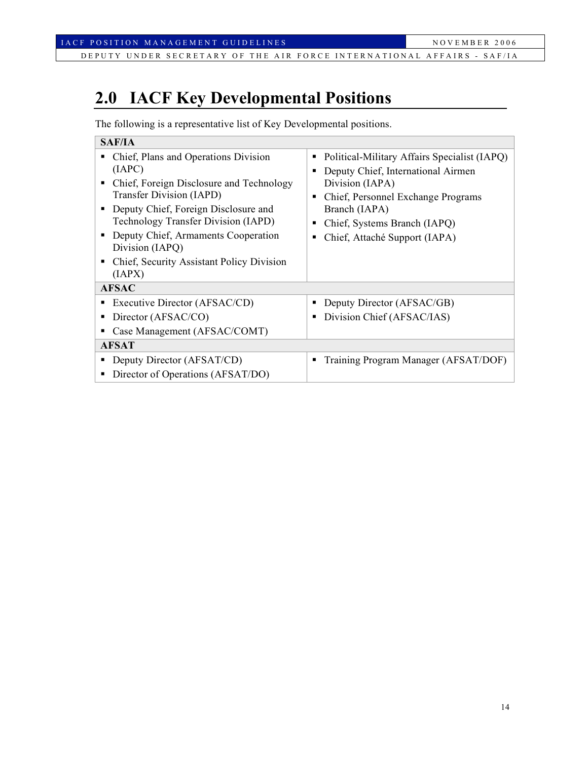## 2.0 IACF Key Developmental Positions

The following is a representative list of Key Developmental positions.

| SAF/IA | |
|---|---|
| ▪ Chief, Plans and Operations Division (IAPC)<br>▪ Chief, Foreign Disclosure and Technology Transfer Division (IAPD)<br>▪ Deputy Chief, Foreign Disclosure and Technology Transfer Division (IAPD)<br>▪ Deputy Chief, Armaments Cooperation Division (IAPQ)<br>▪ Chief, Security Assistant Policy Division (IAPX) | ▪ Political-Military Affairs Specialist (IAPQ)<br>▪ Deputy Chief, International Airmen Division (IAPA)<br>▪ Chief, Personnel Exchange Programs Branch (IAPA)<br>▪ Chief, Systems Branch (IAPQ)<br>▪ Chief, Attaché Support (IAPA) |
| **AFSAC** | |
| ▪ Executive Director (AFSAC/CD)<br>▪ Director (AFSAC/CO)<br>▪ Case Management (AFSAC/COMT) | ▪ Deputy Director (AFSAC/GB)<br>▪ Division Chief (AFSAC/IAS) |
| **AFSAT** | |
| ▪ Deputy Director (AFSAT/CD)<br>▪ Director of Operations (AFSAT/DO) | ▪ Training Program Manager (AFSAT/DOF) |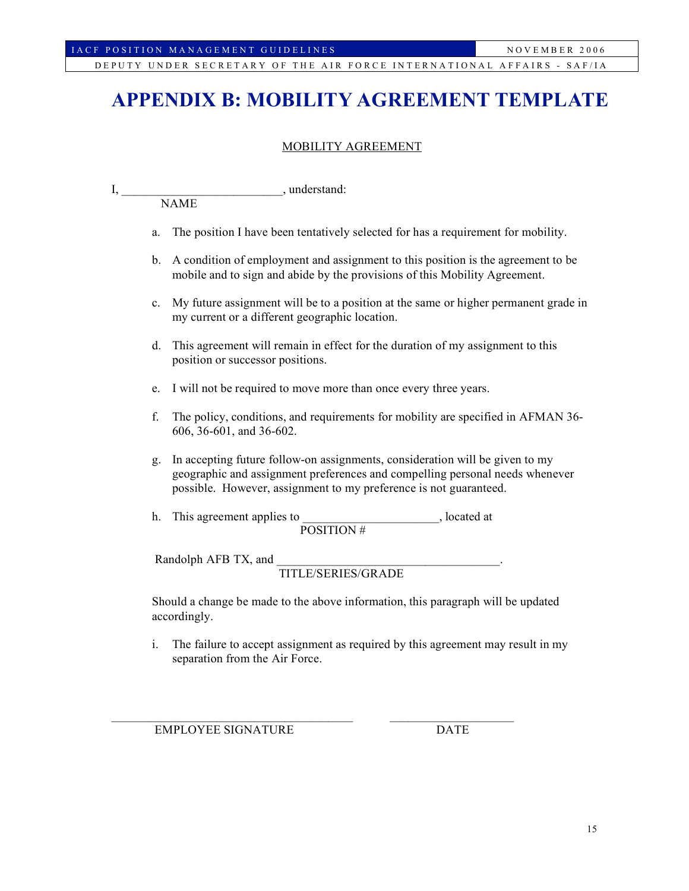# APPENDIX B: MOBILITY AGREEMENT TEMPLATE

MOBILITY AGREEMENT

I, __________________________, understand:
NAME

a. The position I have been tentatively selected for has a requirement for mobility.

b. A condition of employment and assignment to this position is the agreement to be mobile and to sign and abide by the provisions of this Mobility Agreement.

c. My future assignment will be to a position at the same or higher permanent grade in my current or a different geographic location.

d. This agreement will remain in effect for the duration of my assignment to this position or successor positions.

e. I will not be required to move more than once every three years.

f. The policy, conditions, and requirements for mobility are specified in AFMAN 36-606, 36-601, and 36-602.

g. In accepting future follow-on assignments, consideration will be given to my geographic and assignment preferences and compelling personal needs whenever possible. However, assignment to my preference is not guaranteed.

h. This agreement applies to ______________________, located at
POSITION #

Randolph AFB TX, and ______________________________________.
TITLE/SERIES/GRADE

Should a change be made to the above information, this paragraph will be updated accordingly.

i. The failure to accept assignment as required by this agreement may result in my separation from the Air Force.

_________________________________________ ______________________
EMPLOYEE SIGNATURE DATE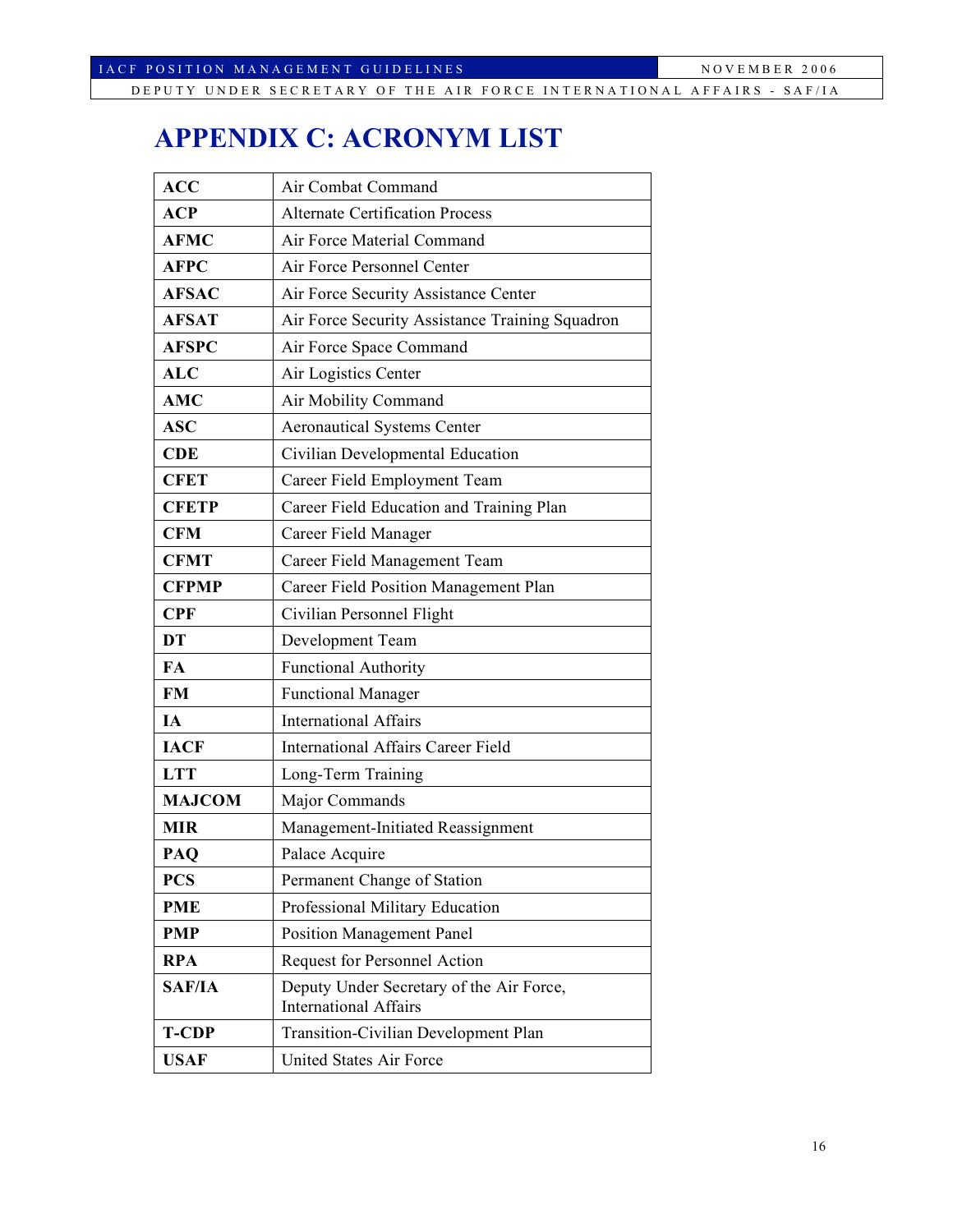# APPENDIX C: ACRONYM LIST

| | |
|---|---|
| **ACC** | Air Combat Command |
| **ACP** | Alternate Certification Process |
| **AFMC** | Air Force Material Command |
| **AFPC** | Air Force Personnel Center |
| **AFSAC** | Air Force Security Assistance Center |
| **AFSAT** | Air Force Security Assistance Training Squadron |
| **AFSPC** | Air Force Space Command |
| **ALC** | Air Logistics Center |
| **AMC** | Air Mobility Command |
| **ASC** | Aeronautical Systems Center |
| **CDE** | Civilian Developmental Education |
| **CFET** | Career Field Employment Team |
| **CFETP** | Career Field Education and Training Plan |
| **CFM** | Career Field Manager |
| **CFMT** | Career Field Management Team |
| **CFPMP** | Career Field Position Management Plan |
| **CPF** | Civilian Personnel Flight |
| **DT** | Development Team |
| **FA** | Functional Authority |
| **FM** | Functional Manager |
| **IA** | International Affairs |
| **IACF** | International Affairs Career Field |
| **LTT** | Long-Term Training |
| **MAJCOM** | Major Commands |
| **MIR** | Management-Initiated Reassignment |
| **PAQ** | Palace Acquire |
| **PCS** | Permanent Change of Station |
| **PME** | Professional Military Education |
| **PMP** | Position Management Panel |
| **RPA** | Request for Personnel Action |
| **SAF/IA** | Deputy Under Secretary of the Air Force, International Affairs |
| **T-CDP** | Transition-Civilian Development Plan |
| **USAF** | United States Air Force |